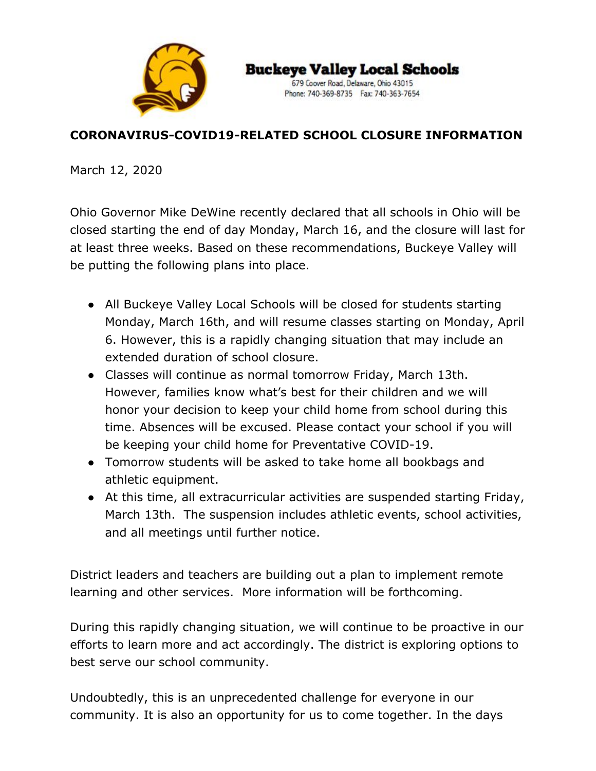**Buckeye Valley Local Schools**
679 Coover Road, Delaware, Ohio 43015
Phone: 740-369-8735 Fax: 740-363-7654

## CORONAVIRUS-COVID19-RELATED SCHOOL CLOSURE INFORMATION

March 12, 2020

Ohio Governor Mike DeWine recently declared that all schools in Ohio will be closed starting the end of day Monday, March 16, and the closure will last for at least three weeks. Based on these recommendations, Buckeye Valley will be putting the following plans into place.

- All Buckeye Valley Local Schools will be closed for students starting Monday, March 16th, and will resume classes starting on Monday, April 6. However, this is a rapidly changing situation that may include an extended duration of school closure.
- Classes will continue as normal tomorrow Friday, March 13th. However, families know what's best for their children and we will honor your decision to keep your child home from school during this time. Absences will be excused. Please contact your school if you will be keeping your child home for Preventative COVID-19.
- Tomorrow students will be asked to take home all bookbags and athletic equipment.
- At this time, all extracurricular activities are suspended starting Friday, March 13th. The suspension includes athletic events, school activities, and all meetings until further notice.

District leaders and teachers are building out a plan to implement remote learning and other services. More information will be forthcoming.

During this rapidly changing situation, we will continue to be proactive in our efforts to learn more and act accordingly. The district is exploring options to best serve our school community.

Undoubtedly, this is an unprecedented challenge for everyone in our community. It is also an opportunity for us to come together. In the days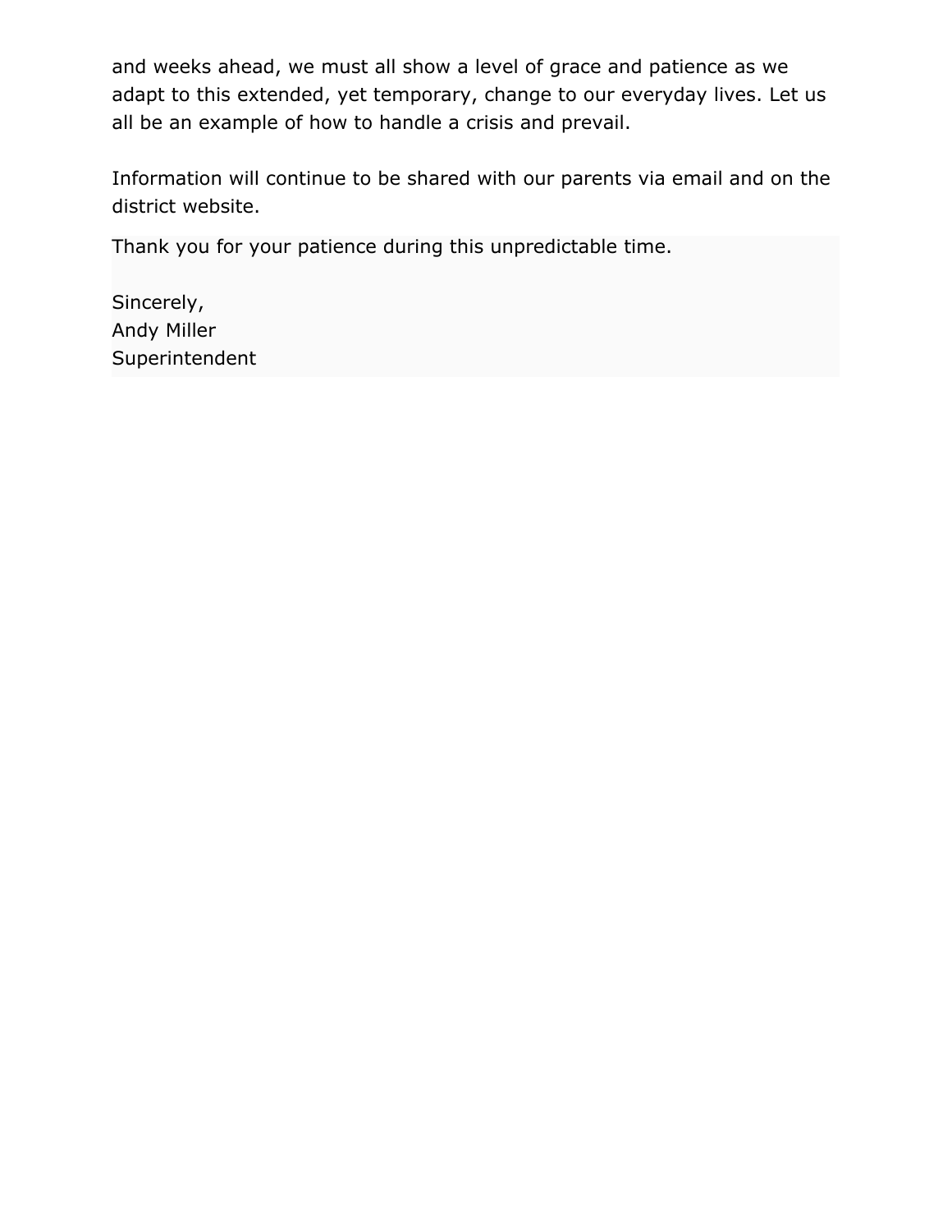and weeks ahead, we must all show a level of grace and patience as we adapt to this extended, yet temporary, change to our everyday lives. Let us all be an example of how to handle a crisis and prevail.

Information will continue to be shared with our parents via email and on the district website.

Thank you for your patience during this unpredictable time.

Sincerely,
Andy Miller
Superintendent